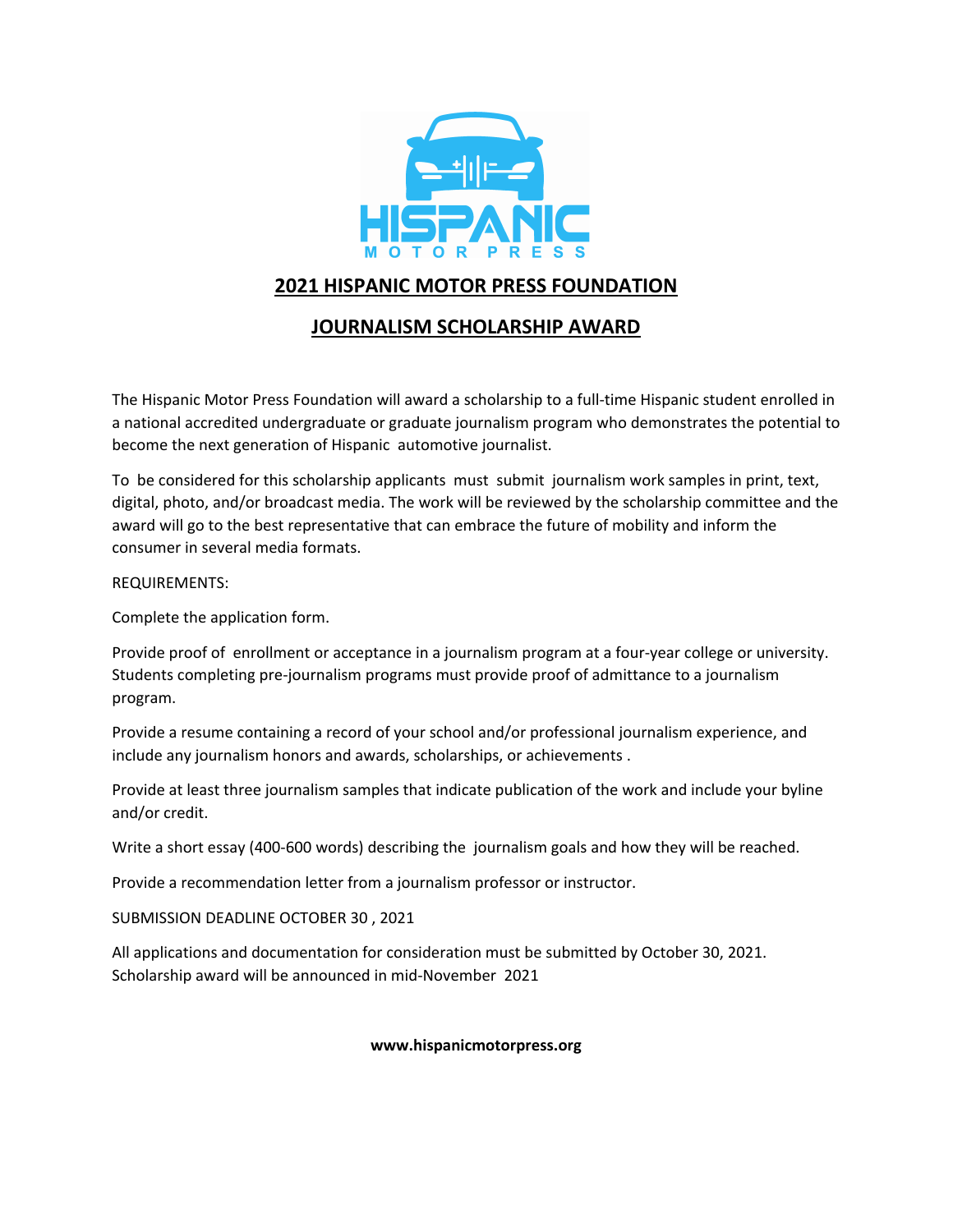HISPANIC

MOTOR PRESS

## 2021 HISPANIC MOTOR PRESS FOUNDATION

## JOURNALISM SCHOLARSHIP AWARD

The Hispanic Motor Press Foundation will award a scholarship to a full-time Hispanic student enrolled in a national accredited undergraduate or graduate journalism program who demonstrates the potential to become the next generation of Hispanic automotive journalist.

To be considered for this scholarship applicants must submit journalism work samples in print, text, digital, photo, and/or broadcast media. The work will be reviewed by the scholarship committee and the award will go to the best representative that can embrace the future of mobility and inform the consumer in several media formats.

REQUIREMENTS:

Complete the application form.

Provide proof of enrollment or acceptance in a journalism program at a four-year college or university. Students completing pre-journalism programs must provide proof of admittance to a journalism program.

Provide a resume containing a record of your school and/or professional journalism experience, and include any journalism honors and awards, scholarships, or achievements .

Provide at least three journalism samples that indicate publication of the work and include your byline and/or credit.

Write a short essay (400-600 words) describing the journalism goals and how they will be reached.

Provide a recommendation letter from a journalism professor or instructor.

SUBMISSION DEADLINE OCTOBER 30 , 2021

All applications and documentation for consideration must be submitted by October 30, 2021. Scholarship award will be announced in mid-November 2021

**www.hispanicmotorpress.org**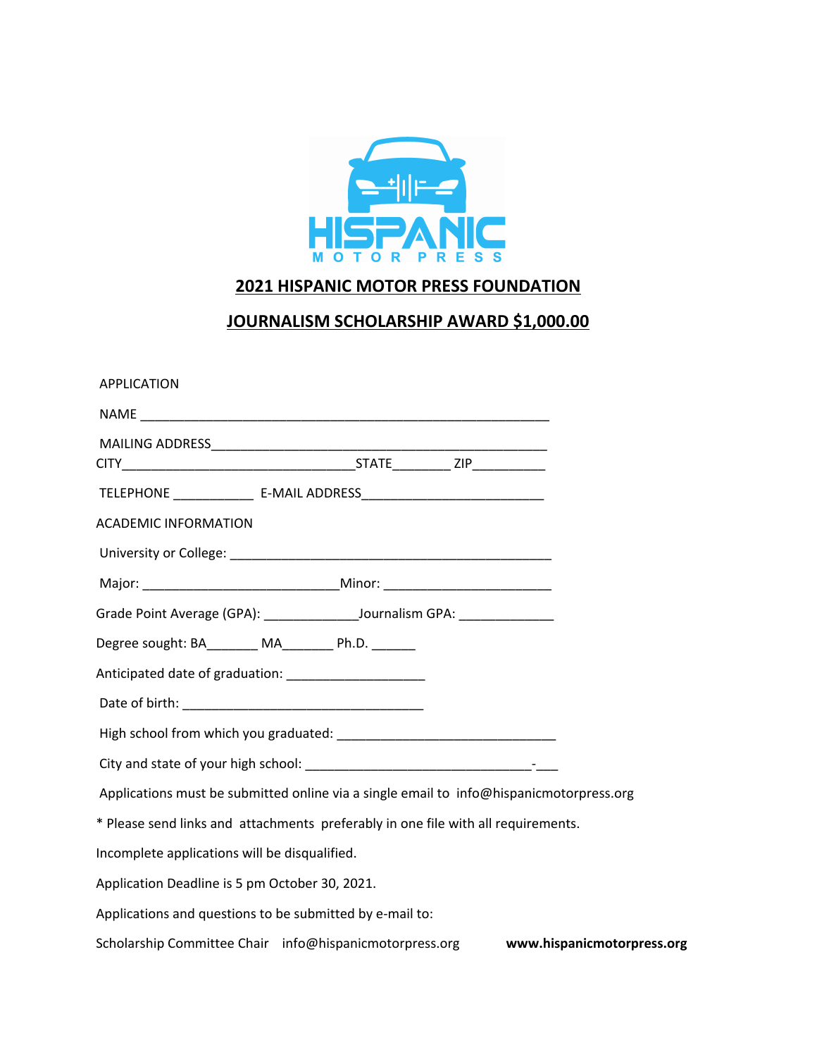HISPANIC MOTOR PRESS

## 2021 HISPANIC MOTOR PRESS FOUNDATION

## JOURNALISM SCHOLARSHIP AWARD $1,000.00

APPLICATION

NAME ________________________________________________________

MAILING ADDRESS______________________________________________

CITY________________________________STATE________ ZIP__________

TELEPHONE ___________ E-MAIL ADDRESS________________________

ACADEMIC INFORMATION

University or College: ____________________________________________

Major: ___________________________Minor: _______________________

Grade Point Average (GPA): _____________Journalism GPA: _____________

Degree sought: BA_______ MA_______ Ph.D. ______

Anticipated date of graduation: ___________________

Date of birth: __________________________________

High school from which you graduated: ______________________________

City and state of your high school: ______________________________-___

Applications must be submitted online via a single email to info@hispanicmotorpress.org

* Please send links and attachments preferably in one file with all requirements.

Incomplete applications will be disqualified.

Application Deadline is 5 pm October 30, 2021.

Applications and questions to be submitted by e-mail to:

Scholarship Committee Chair info@hispanicmotorpress.org **www.hispanicmotorpress.org**